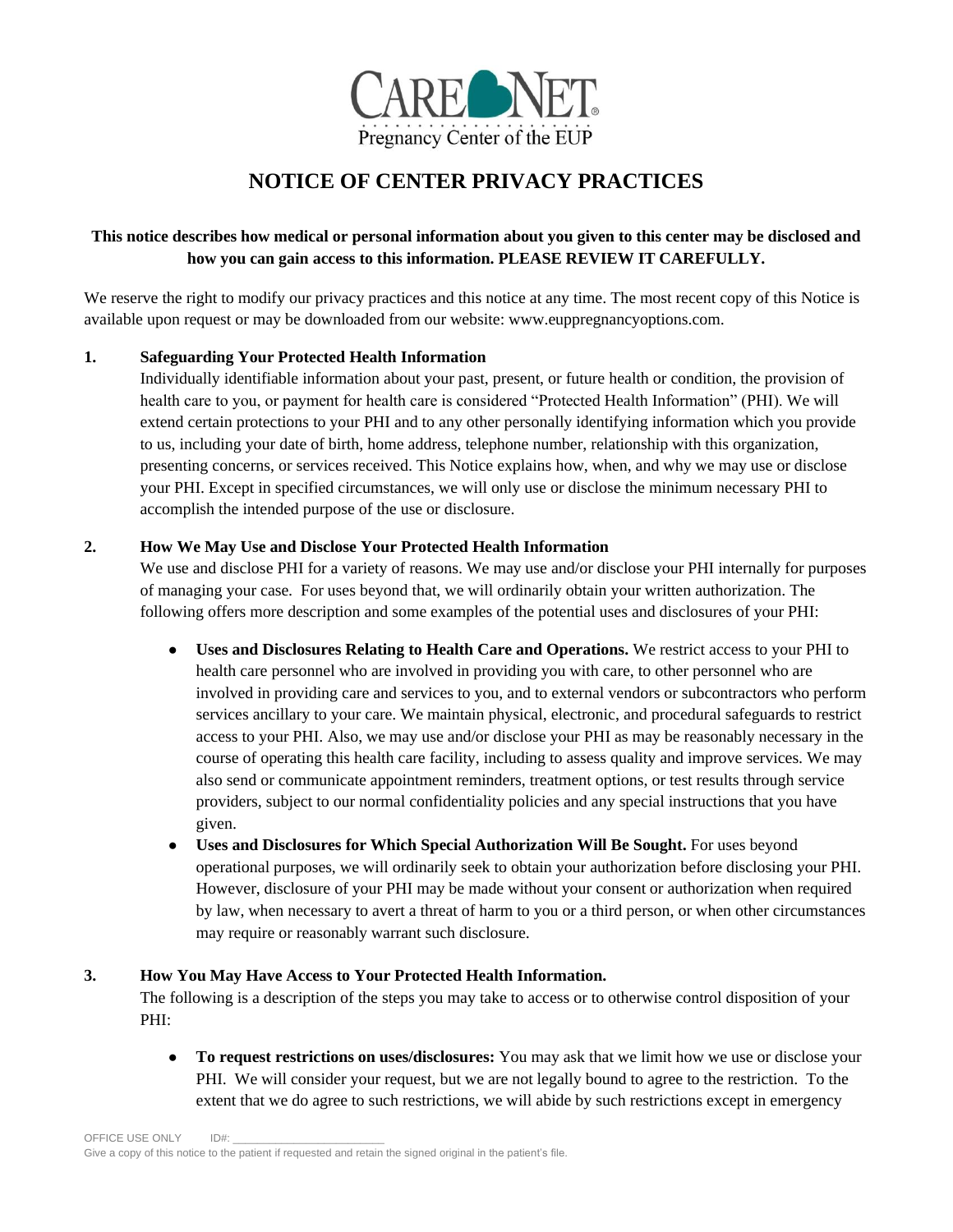CARE NET®
Pregnancy Center of the EUP

# NOTICE OF CENTER PRIVACY PRACTICES

**This notice describes how medical or personal information about you given to this center may be disclosed and how you can gain access to this information. PLEASE REVIEW IT CAREFULLY.**

We reserve the right to modify our privacy practices and this notice at any time. The most recent copy of this Notice is available upon request or may be downloaded from our website: www.euppregnancyoptions.com.

## 1. Safeguarding Your Protected Health Information

Individually identifiable information about your past, present, or future health or condition, the provision of health care to you, or payment for health care is considered "Protected Health Information" (PHI). We will extend certain protections to your PHI and to any other personally identifying information which you provide to us, including your date of birth, home address, telephone number, relationship with this organization, presenting concerns, or services received. This Notice explains how, when, and why we may use or disclose your PHI. Except in specified circumstances, we will only use or disclose the minimum necessary PHI to accomplish the intended purpose of the use or disclosure.

## 2. How We May Use and Disclose Your Protected Health Information

We use and disclose PHI for a variety of reasons. We may use and/or disclose your PHI internally for purposes of managing your case. For uses beyond that, we will ordinarily obtain your written authorization. The following offers more description and some examples of the potential uses and disclosures of your PHI:

- **Uses and Disclosures Relating to Health Care and Operations.** We restrict access to your PHI to health care personnel who are involved in providing you with care, to other personnel who are involved in providing care and services to you, and to external vendors or subcontractors who perform services ancillary to your care. We maintain physical, electronic, and procedural safeguards to restrict access to your PHI. Also, we may use and/or disclose your PHI as may be reasonably necessary in the course of operating this health care facility, including to assess quality and improve services. We may also send or communicate appointment reminders, treatment options, or test results through service providers, subject to our normal confidentiality policies and any special instructions that you have given.
- **Uses and Disclosures for Which Special Authorization Will Be Sought.** For uses beyond operational purposes, we will ordinarily seek to obtain your authorization before disclosing your PHI. However, disclosure of your PHI may be made without your consent or authorization when required by law, when necessary to avert a threat of harm to you or a third person, or when other circumstances may require or reasonably warrant such disclosure.

## 3. How You May Have Access to Your Protected Health Information.

The following is a description of the steps you may take to access or to otherwise control disposition of your PHI:

- **To request restrictions on uses/disclosures:** You may ask that we limit how we use or disclose your PHI. We will consider your request, but we are not legally bound to agree to the restriction. To the extent that we do agree to such restrictions, we will abide by such restrictions except in emergency

OFFICE USE ONLY ID#: ____________________

Give a copy of this notice to the patient if requested and retain the signed original in the patient's file.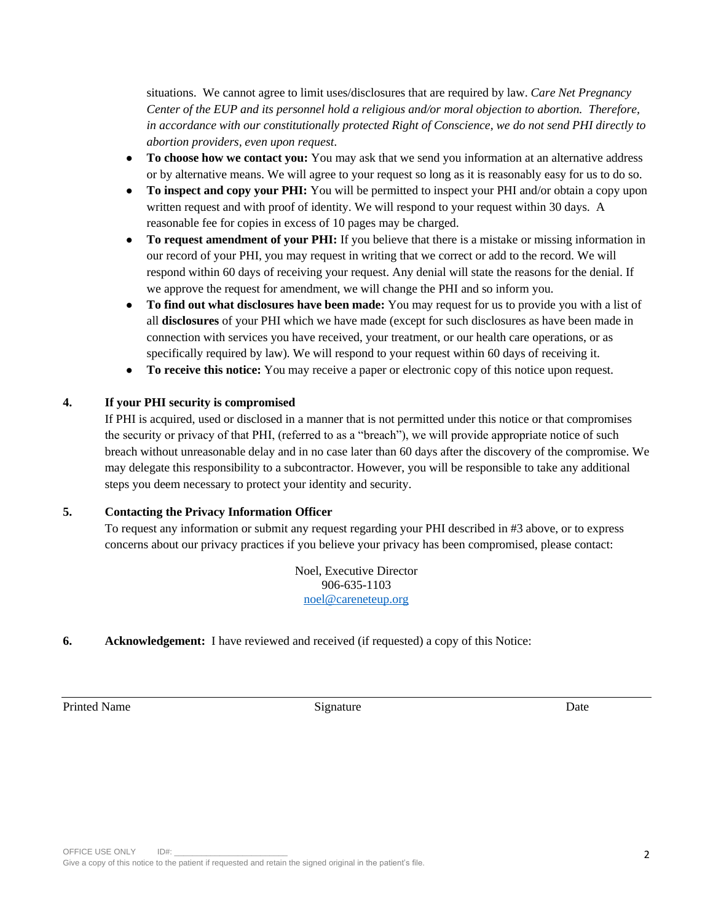situations. We cannot agree to limit uses/disclosures that are required by law. *Care Net Pregnancy Center of the EUP and its personnel hold a religious and/or moral objection to abortion. Therefore, in accordance with our constitutionally protected Right of Conscience, we do not send PHI directly to abortion providers, even upon request.*

- **To choose how we contact you:** You may ask that we send you information at an alternative address or by alternative means. We will agree to your request so long as it is reasonably easy for us to do so.
- **To inspect and copy your PHI:** You will be permitted to inspect your PHI and/or obtain a copy upon written request and with proof of identity. We will respond to your request within 30 days. A reasonable fee for copies in excess of 10 pages may be charged.
- **To request amendment of your PHI:** If you believe that there is a mistake or missing information in our record of your PHI, you may request in writing that we correct or add to the record. We will respond within 60 days of receiving your request. Any denial will state the reasons for the denial. If we approve the request for amendment, we will change the PHI and so inform you.
- **To find out what disclosures have been made:** You may request for us to provide you with a list of all **disclosures** of your PHI which we have made (except for such disclosures as have been made in connection with services you have received, your treatment, or our health care operations, or as specifically required by law). We will respond to your request within 60 days of receiving it.
- **To receive this notice:** You may receive a paper or electronic copy of this notice upon request.

**4. If your PHI security is compromised**

If PHI is acquired, used or disclosed in a manner that is not permitted under this notice or that compromises the security or privacy of that PHI, (referred to as a "breach"), we will provide appropriate notice of such breach without unreasonable delay and in no case later than 60 days after the discovery of the compromise. We may delegate this responsibility to a subcontractor. However, you will be responsible to take any additional steps you deem necessary to protect your identity and security.

**5. Contacting the Privacy Information Officer**

To request any information or submit any request regarding your PHI described in #3 above, or to express concerns about our privacy practices if you believe your privacy has been compromised, please contact:

Noel, Executive Director
906-635-1103
noel@careneteup.org

**6. Acknowledgement:** I have reviewed and received (if requested) a copy of this Notice:

Printed Name Signature Date

OFFICE USE ONLY ID#: ______________________

Give a copy of this notice to the patient if requested and retain the signed original in the patient's file.